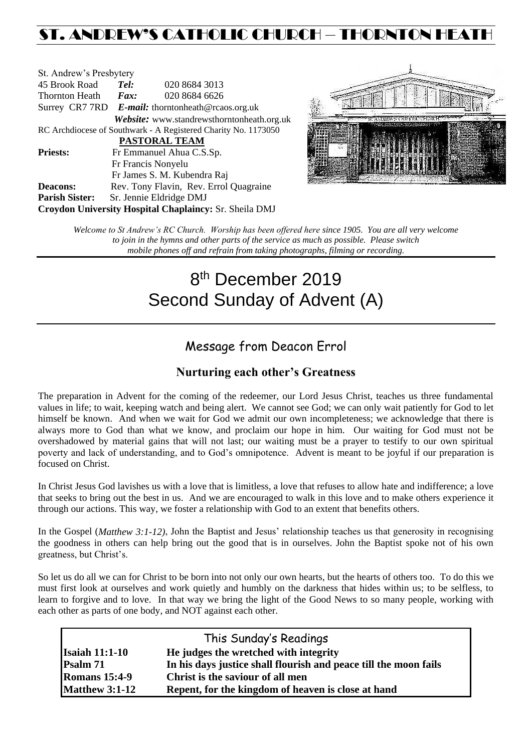# ST. ANDREW'S CATHOLIC CHURCH – THORNTON HEATH

St. Andrew's Presbytery
45 Brook Road *Tel:* 020 8684 3013
Thornton Heath *Fax:* 020 8684 6626
Surrey CR7 7RD *E-mail:* thorntonheath@rcaos.org.uk
*Website:* www.standrewsthorntonheath.org.uk
RC Archdiocese of Southwark - A Registered Charity No. 1173050

**PASTORAL TEAM**

**Priests:** Fr Emmanuel Ahua C.S.Sp.
Fr Francis Nonyelu
Fr James S. M. Kubendra Raj
**Deacons:** Rev. Tony Flavin, Rev. Errol Quagraine
**Parish Sister:** Sr. Jennie Eldridge DMJ
**Croydon University Hospital Chaplaincy:** Sr. Sheila DMJ

*Welcome to St Andrew's RC Church. Worship has been offered here since 1905. You are all very welcome to join in the hymns and other parts of the service as much as possible. Please switch mobile phones off and refrain from taking photographs, filming or recording.*

# 8th December 2019
# Second Sunday of Advent (A)

## Message from Deacon Errol

### Nurturing each other's Greatness

The preparation in Advent for the coming of the redeemer, our Lord Jesus Christ, teaches us three fundamental values in life; to wait, keeping watch and being alert. We cannot see God; we can only wait patiently for God to let himself be known. And when we wait for God we admit our own incompleteness; we acknowledge that there is always more to God than what we know, and proclaim our hope in him. Our waiting for God must not be overshadowed by material gains that will not last; our waiting must be a prayer to testify to our own spiritual poverty and lack of understanding, and to God's omnipotence. Advent is meant to be joyful if our preparation is focused on Christ.

In Christ Jesus God lavishes us with a love that is limitless, a love that refuses to allow hate and indifference; a love that seeks to bring out the best in us. And we are encouraged to walk in this love and to make others experience it through our actions. This way, we foster a relationship with God to an extent that benefits others.

In the Gospel (*Matthew 3:1-12)*, John the Baptist and Jesus' relationship teaches us that generosity in recognising the goodness in others can help bring out the good that is in ourselves. John the Baptist spoke not of his own greatness, but Christ's.

So let us do all we can for Christ to be born into not only our own hearts, but the hearts of others too. To do this we must first look at ourselves and work quietly and humbly on the darkness that hides within us; to be selfless, to learn to forgive and to love. In that way we bring the light of the Good News to so many people, working with each other as parts of one body, and NOT against each other.

## This Sunday's Readings

| | |
|---|---|
| **Isaiah 11:1-10** | **He judges the wretched with integrity** |
| **Psalm 71** | **In his days justice shall flourish and peace till the moon fails** |
| **Romans 15:4-9** | **Christ is the saviour of all men** |
| **Matthew 3:1-12** | **Repent, for the kingdom of heaven is close at hand** |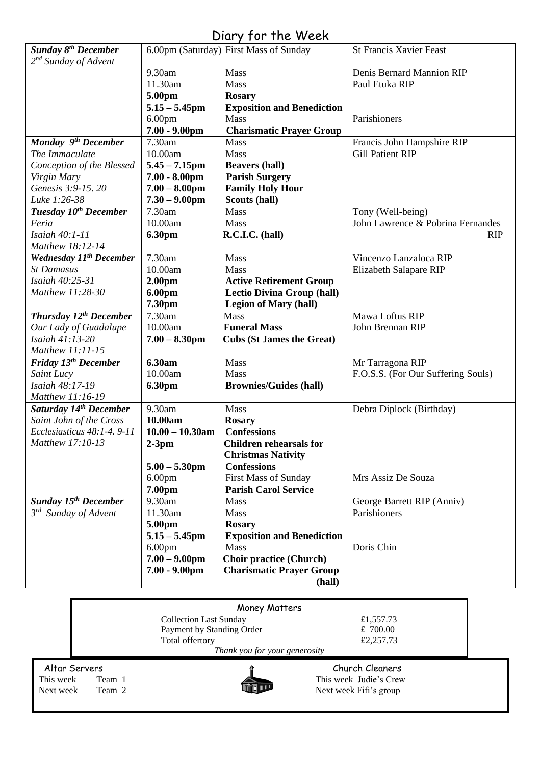# Diary for the Week

| Day | Time | Event | Intention |
|---|---|---|---|
| ***Sunday 8th December*** *2nd Sunday of Advent* | 6.00pm (Saturday) | First Mass of Sunday | St Francis Xavier Feast |
| | 9.30am | Mass | Denis Bernard Mannion RIP |
| | 11.30am | Mass | Paul Etuka RIP |
| | **5.00pm** | **Rosary** | |
| | **5.15 – 5.45pm** | **Exposition and Benediction** | |
| | 6.00pm | Mass | Parishioners |
| | **7.00 - 9.00pm** | **Charismatic Prayer Group** | |
| ***Monday 9th December*** *The Immaculate Conception of the Blessed Virgin Mary* *Genesis 3:9-15. 20* *Luke 1:26-38* | 7.30am | Mass | Francis John Hampshire RIP |
| | 10.00am | Mass | Gill Patient RIP |
| | **5.45 – 7.15pm** | **Beavers (hall)** | |
| | **7.00 - 8.00pm** | **Parish Surgery** | |
| | **7.00 – 8.00pm** | **Family Holy Hour** | |
| | **7.30 – 9.00pm** | **Scouts (hall)** | |
| ***Tuesday 10th December*** *Feria* *Isaiah 40:1-11* *Matthew 18:12-14* | 7.30am | Mass | Tony (Well-being) |
| | 10.00am | Mass | John Lawrence & Pobrina Fernandes RIP |
| | **6.30pm** | **R.C.I.C. (hall)** | |
| ***Wednesday 11th December*** *St Damasus* *Isaiah 40:25-31* *Matthew 11:28-30* | 7.30am | Mass | Vincenzo Lanzaloca RIP |
| | 10.00am | Mass | Elizabeth Salapare RIP |
| | **2.00pm** | **Active Retirement Group** | |
| | **6.00pm** | **Lectio Divina Group (hall)** | |
| | **7.30pm** | **Legion of Mary (hall)** | |
| ***Thursday 12th December*** *Our Lady of Guadalupe* *Isaiah 41:13-20* *Matthew 11:11-15* | 7.30am | Mass | Mawa Loftus RIP |
| | 10.00am | **Funeral Mass** | John Brennan RIP |
| | **7.00 – 8.30pm** | **Cubs (St James the Great)** | |
| ***Friday 13th December*** *Saint Lucy* *Isaiah 48:17-19* *Matthew 11:16-19* | **6.30am** | Mass | Mr Tarragona RIP |
| | 10.00am | Mass | F.O.S.S. (For Our Suffering Souls) |
| | **6.30pm** | **Brownies/Guides (hall)** | |
| ***Saturday 14th December*** *Saint John of the Cross* *Ecclesiasticus 48:1-4. 9-11* *Matthew 17:10-13* | 9.30am | Mass | Debra Diplock (Birthday) |
| | **10.00am** | **Rosary** | |
| | **10.00 – 10.30am** | **Confessions** | |
| | **2-3pm** | **Children rehearsals for Christmas Nativity** | |
| | **5.00 – 5.30pm** | **Confessions** | |
| | 6.00pm | First Mass of Sunday | Mrs Assiz De Souza |
| | **7.00pm** | **Parish Carol Service** | |
| ***Sunday 15th December*** *3rd Sunday of Advent* | 9.30am | Mass | George Barrett RIP (Anniv) |
| | 11.30am | Mass | Parishioners |
| | **5.00pm** | **Rosary** | |
| | **5.15 – 5.45pm** | **Exposition and Benediction** | |
| | 6.00pm | Mass | Doris Chin |
| | **7.00 – 9.00pm** | **Choir practice (Church)** | |
| | **7.00 - 9.00pm** | **Charismatic Prayer Group (hall)** | |

## Money Matters

| | |
|---|---|
| Collection Last Sunday | £1,557.73 |
| Payment by Standing Order | £ 700.00 |
| Total offertory | £2,257.73 |

*Thank you for your generosity*

## Altar Servers

This week Team 1
Next week Team 2

## Church Cleaners

This week Judie's Crew
Next week Fifi's group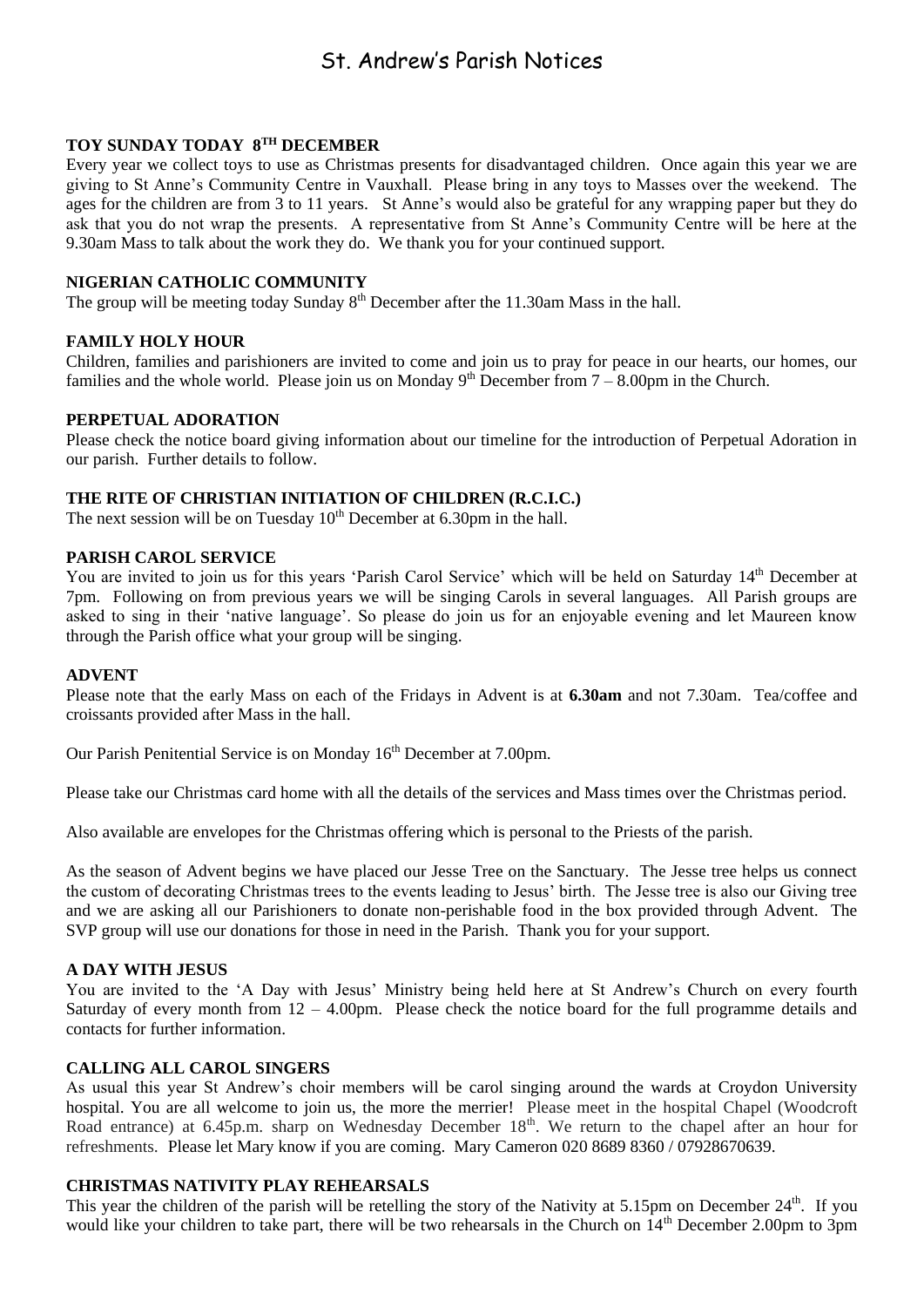# St. Andrew's Parish Notices

### TOY SUNDAY TODAY 8TH DECEMBER

Every year we collect toys to use as Christmas presents for disadvantaged children. Once again this year we are giving to St Anne's Community Centre in Vauxhall. Please bring in any toys to Masses over the weekend. The ages for the children are from 3 to 11 years. St Anne's would also be grateful for any wrapping paper but they do ask that you do not wrap the presents. A representative from St Anne's Community Centre will be here at the 9.30am Mass to talk about the work they do. We thank you for your continued support.

### NIGERIAN CATHOLIC COMMUNITY

The group will be meeting today Sunday 8th December after the 11.30am Mass in the hall.

### FAMILY HOLY HOUR

Children, families and parishioners are invited to come and join us to pray for peace in our hearts, our homes, our families and the whole world. Please join us on Monday 9th December from 7 – 8.00pm in the Church.

### PERPETUAL ADORATION

Please check the notice board giving information about our timeline for the introduction of Perpetual Adoration in our parish. Further details to follow.

### THE RITE OF CHRISTIAN INITIATION OF CHILDREN (R.C.I.C.)

The next session will be on Tuesday 10th December at 6.30pm in the hall.

### PARISH CAROL SERVICE

You are invited to join us for this years 'Parish Carol Service' which will be held on Saturday 14th December at 7pm. Following on from previous years we will be singing Carols in several languages. All Parish groups are asked to sing in their 'native language'. So please do join us for an enjoyable evening and let Maureen know through the Parish office what your group will be singing.

### ADVENT

Please note that the early Mass on each of the Fridays in Advent is at **6.30am** and not 7.30am. Tea/coffee and croissants provided after Mass in the hall.

Our Parish Penitential Service is on Monday 16th December at 7.00pm.

Please take our Christmas card home with all the details of the services and Mass times over the Christmas period.

Also available are envelopes for the Christmas offering which is personal to the Priests of the parish.

As the season of Advent begins we have placed our Jesse Tree on the Sanctuary. The Jesse tree helps us connect the custom of decorating Christmas trees to the events leading to Jesus' birth. The Jesse tree is also our Giving tree and we are asking all our Parishioners to donate non-perishable food in the box provided through Advent. The SVP group will use our donations for those in need in the Parish. Thank you for your support.

### A DAY WITH JESUS

You are invited to the 'A Day with Jesus' Ministry being held here at St Andrew's Church on every fourth Saturday of every month from 12 – 4.00pm. Please check the notice board for the full programme details and contacts for further information.

### CALLING ALL CAROL SINGERS

As usual this year St Andrew's choir members will be carol singing around the wards at Croydon University hospital. You are all welcome to join us, the more the merrier! Please meet in the hospital Chapel (Woodcroft Road entrance) at 6.45p.m. sharp on Wednesday December 18th. We return to the chapel after an hour for refreshments. Please let Mary know if you are coming. Mary Cameron 020 8689 8360 / 07928670639.

### CHRISTMAS NATIVITY PLAY REHEARSALS

This year the children of the parish will be retelling the story of the Nativity at 5.15pm on December 24th. If you would like your children to take part, there will be two rehearsals in the Church on 14th December 2.00pm to 3pm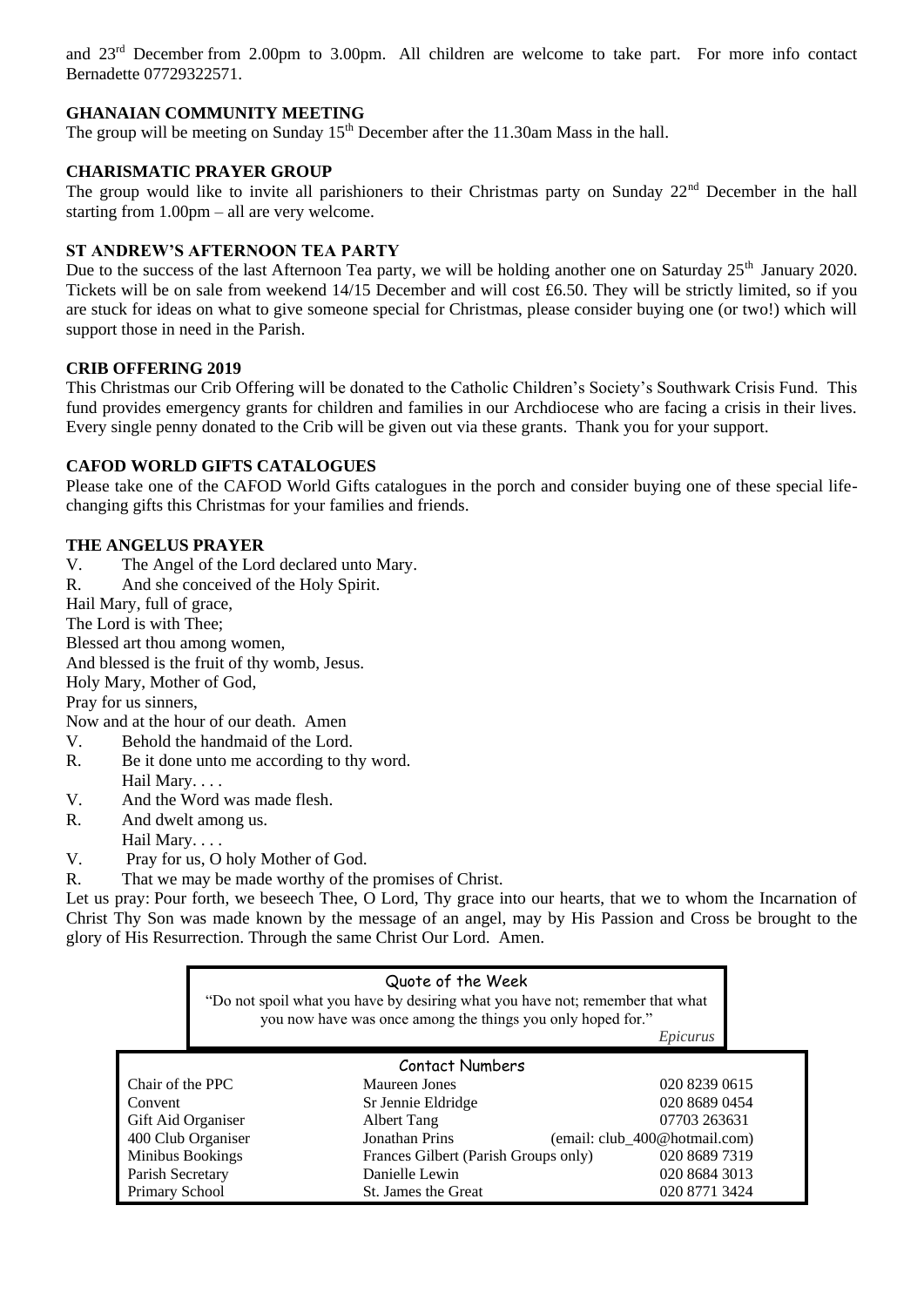and 23rd December from 2.00pm to 3.00pm. All children are welcome to take part. For more info contact Bernadette 07729322571.

### GHANAIAN COMMUNITY MEETING

The group will be meeting on Sunday 15th December after the 11.30am Mass in the hall.

### CHARISMATIC PRAYER GROUP

The group would like to invite all parishioners to their Christmas party on Sunday 22nd December in the hall starting from 1.00pm – all are very welcome.

### ST ANDREW'S AFTERNOON TEA PARTY

Due to the success of the last Afternoon Tea party, we will be holding another one on Saturday 25th January 2020. Tickets will be on sale from weekend 14/15 December and will cost £6.50. They will be strictly limited, so if you are stuck for ideas on what to give someone special for Christmas, please consider buying one (or two!) which will support those in need in the Parish.

### CRIB OFFERING 2019

This Christmas our Crib Offering will be donated to the Catholic Children's Society's Southwark Crisis Fund. This fund provides emergency grants for children and families in our Archdiocese who are facing a crisis in their lives. Every single penny donated to the Crib will be given out via these grants. Thank you for your support.

### CAFOD WORLD GIFTS CATALOGUES

Please take one of the CAFOD World Gifts catalogues in the porch and consider buying one of these special life-changing gifts this Christmas for your families and friends.

### THE ANGELUS PRAYER

V. The Angel of the Lord declared unto Mary.
R. And she conceived of the Holy Spirit.
Hail Mary, full of grace,
The Lord is with Thee;
Blessed art thou among women,
And blessed is the fruit of thy womb, Jesus.
Holy Mary, Mother of God,
Pray for us sinners,
Now and at the hour of our death. Amen
V. Behold the handmaid of the Lord.
R. Be it done unto me according to thy word.
Hail Mary. . . .
V. And the Word was made flesh.
R. And dwelt among us.
Hail Mary. . . .
V. Pray for us, O holy Mother of God.
R. That we may be made worthy of the promises of Christ.

Let us pray: Pour forth, we beseech Thee, O Lord, Thy grace into our hearts, that we to whom the Incarnation of Christ Thy Son was made known by the message of an angel, may by His Passion and Cross be brought to the glory of His Resurrection. Through the same Christ Our Lord. Amen.

**Quote of the Week**

"Do not spoil what you have by desiring what you have not; remember that what you now have was once among the things you only hoped for."

*Epicurus*

**Contact Numbers**

| | | |
|---|---|---|
| Chair of the PPC | Maureen Jones | 020 8239 0615 |
| Convent | Sr Jennie Eldridge | 020 8689 0454 |
| Gift Aid Organiser | Albert Tang | 07703 263631 |
| 400 Club Organiser | Jonathan Prins | (email: club_400@hotmail.com) |
| Minibus Bookings | Frances Gilbert (Parish Groups only) | 020 8689 7319 |
| Parish Secretary | Danielle Lewin | 020 8684 3013 |
| Primary School | St. James the Great | 020 8771 3424 |